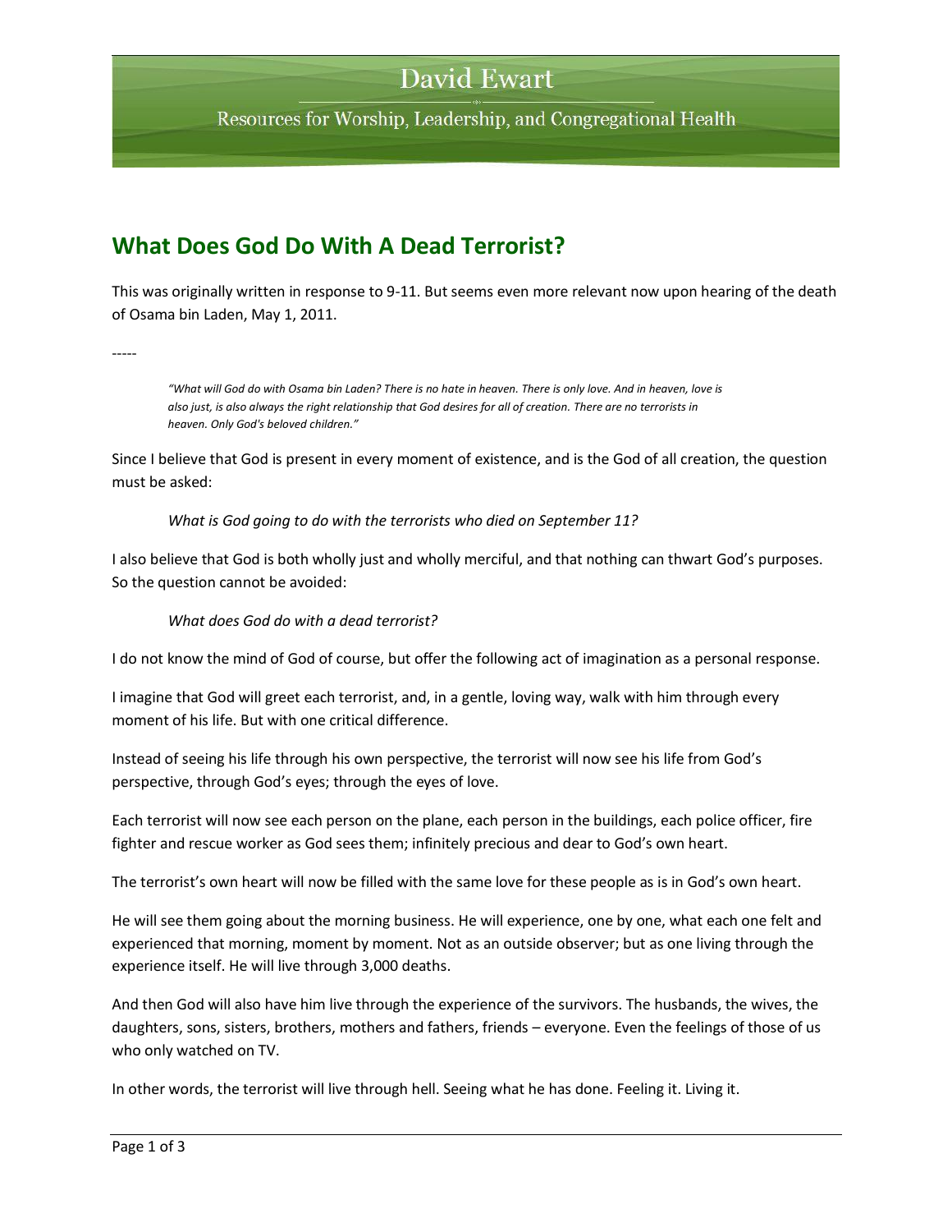# David Ewart

Resources for Worship, Leadership, and Congregational Health

## What Does God Do With A Dead Terrorist?

This was originally written in response to 9-11. But seems even more relevant now upon hearing of the death of Osama bin Laden, May 1, 2011.

-----

> *"What will God do with Osama bin Laden? There is no hate in heaven. There is only love. And in heaven, love is also just, is also always the right relationship that God desires for all of creation. There are no terrorists in heaven. Only God's beloved children."*

Since I believe that God is present in every moment of existence, and is the God of all creation, the question must be asked:

> *What is God going to do with the terrorists who died on September 11?*

I also believe that God is both wholly just and wholly merciful, and that nothing can thwart God's purposes. So the question cannot be avoided:

> *What does God do with a dead terrorist?*

I do not know the mind of God of course, but offer the following act of imagination as a personal response.

I imagine that God will greet each terrorist, and, in a gentle, loving way, walk with him through every moment of his life. But with one critical difference.

Instead of seeing his life through his own perspective, the terrorist will now see his life from God's perspective, through God's eyes; through the eyes of love.

Each terrorist will now see each person on the plane, each person in the buildings, each police officer, fire fighter and rescue worker as God sees them; infinitely precious and dear to God's own heart.

The terrorist's own heart will now be filled with the same love for these people as is in God's own heart.

He will see them going about the morning business. He will experience, one by one, what each one felt and experienced that morning, moment by moment. Not as an outside observer; but as one living through the experience itself. He will live through 3,000 deaths.

And then God will also have him live through the experience of the survivors. The husbands, the wives, the daughters, sons, sisters, brothers, mothers and fathers, friends – everyone. Even the feelings of those of us who only watched on TV.

In other words, the terrorist will live through hell. Seeing what he has done. Feeling it. Living it.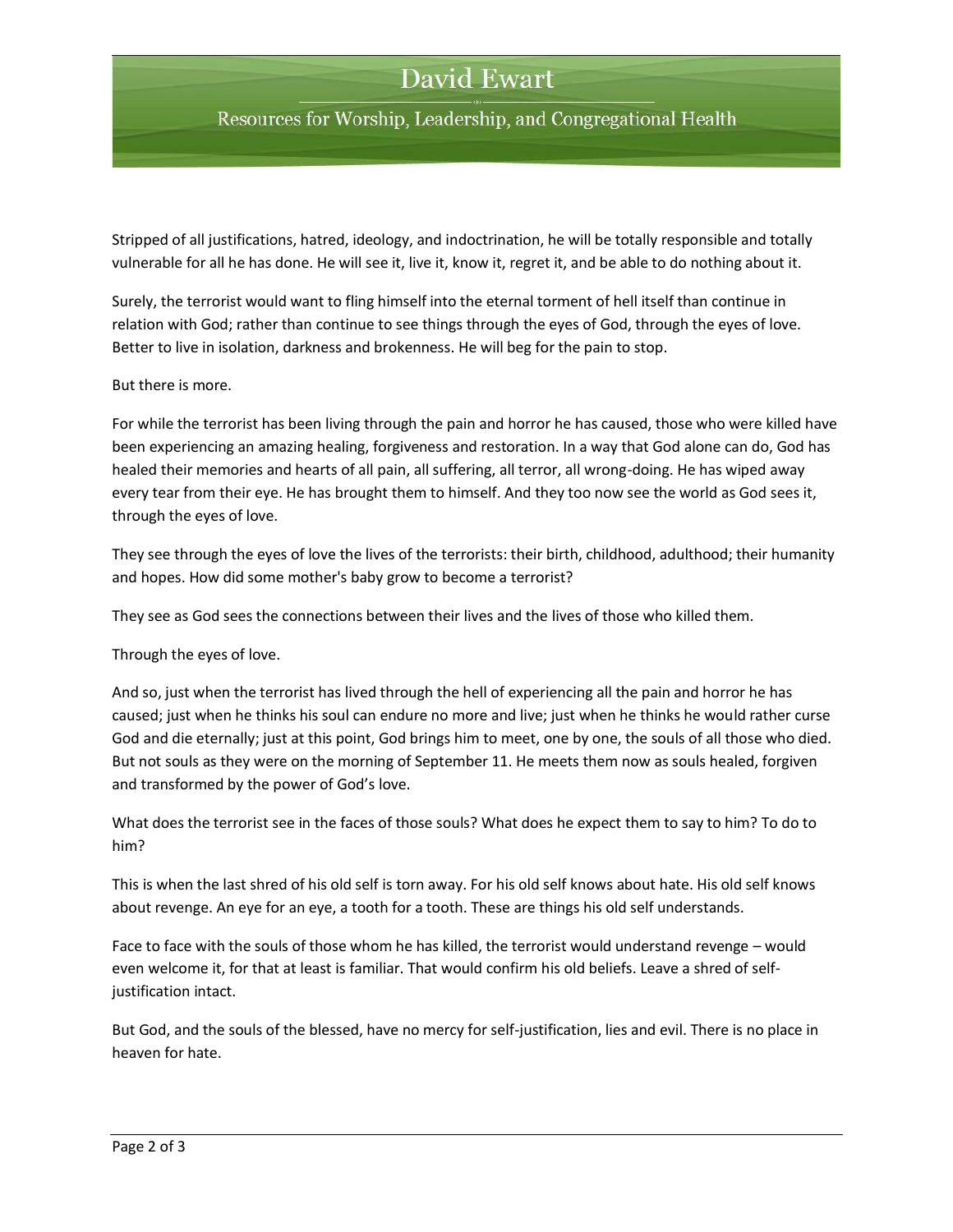Stripped of all justifications, hatred, ideology, and indoctrination, he will be totally responsible and totally vulnerable for all he has done. He will see it, live it, know it, regret it, and be able to do nothing about it.

Surely, the terrorist would want to fling himself into the eternal torment of hell itself than continue in relation with God; rather than continue to see things through the eyes of God, through the eyes of love. Better to live in isolation, darkness and brokenness. He will beg for the pain to stop.

But there is more.

For while the terrorist has been living through the pain and horror he has caused, those who were killed have been experiencing an amazing healing, forgiveness and restoration. In a way that God alone can do, God has healed their memories and hearts of all pain, all suffering, all terror, all wrong-doing. He has wiped away every tear from their eye. He has brought them to himself. And they too now see the world as God sees it, through the eyes of love.

They see through the eyes of love the lives of the terrorists: their birth, childhood, adulthood; their humanity and hopes. How did some mother's baby grow to become a terrorist?

They see as God sees the connections between their lives and the lives of those who killed them.

Through the eyes of love.

And so, just when the terrorist has lived through the hell of experiencing all the pain and horror he has caused; just when he thinks his soul can endure no more and live; just when he thinks he would rather curse God and die eternally; just at this point, God brings him to meet, one by one, the souls of all those who died. But not souls as they were on the morning of September 11. He meets them now as souls healed, forgiven and transformed by the power of God's love.

What does the terrorist see in the faces of those souls? What does he expect them to say to him? To do to him?

This is when the last shred of his old self is torn away. For his old self knows about hate. His old self knows about revenge. An eye for an eye, a tooth for a tooth. These are things his old self understands.

Face to face with the souls of those whom he has killed, the terrorist would understand revenge – would even welcome it, for that at least is familiar. That would confirm his old beliefs. Leave a shred of self-justification intact.

But God, and the souls of the blessed, have no mercy for self-justification, lies and evil. There is no place in heaven for hate.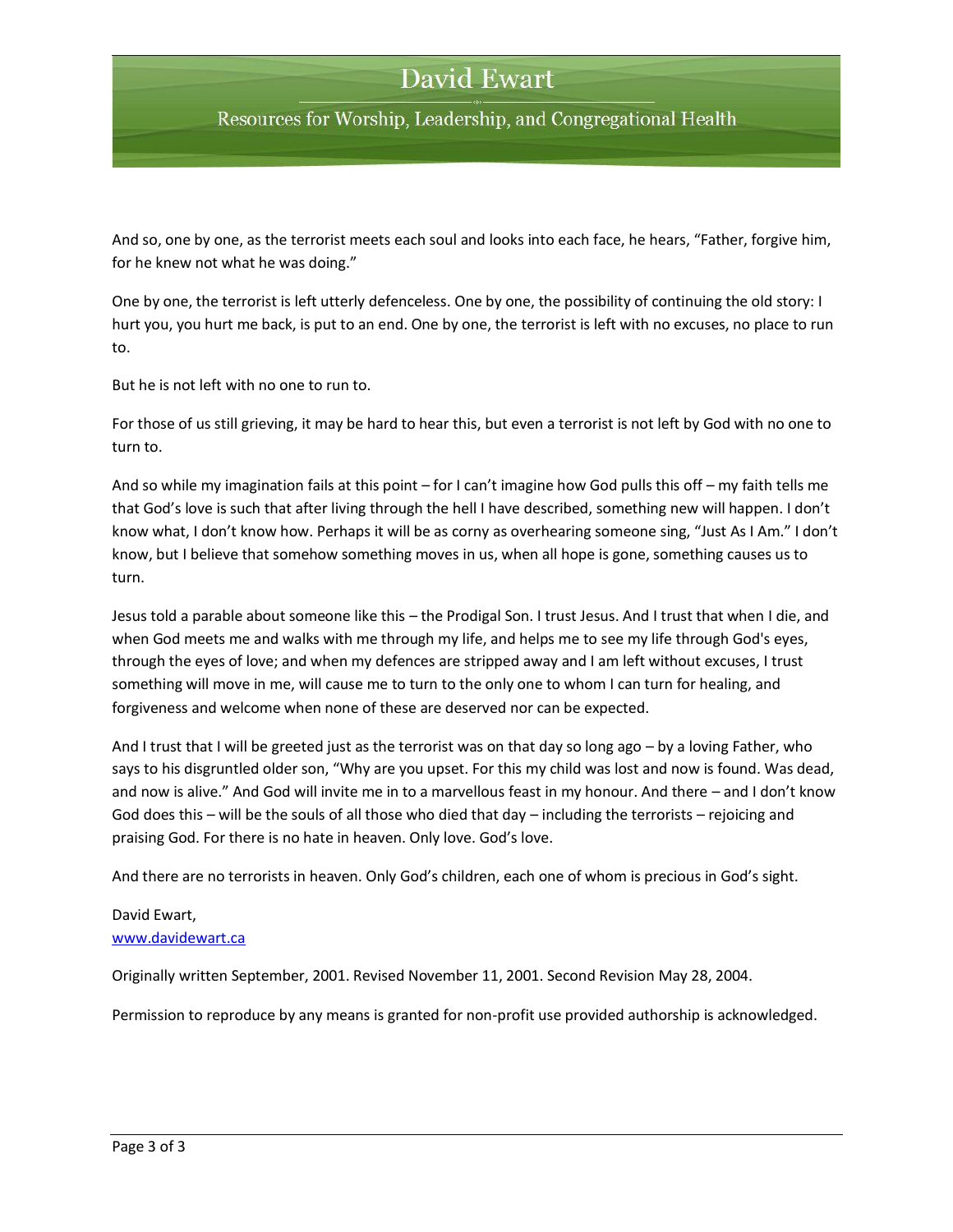And so, one by one, as the terrorist meets each soul and looks into each face, he hears, "Father, forgive him, for he knew not what he was doing."

One by one, the terrorist is left utterly defenceless. One by one, the possibility of continuing the old story: I hurt you, you hurt me back, is put to an end. One by one, the terrorist is left with no excuses, no place to run to.

But he is not left with no one to run to.

For those of us still grieving, it may be hard to hear this, but even a terrorist is not left by God with no one to turn to.

And so while my imagination fails at this point – for I can't imagine how God pulls this off – my faith tells me that God's love is such that after living through the hell I have described, something new will happen. I don't know what, I don't know how. Perhaps it will be as corny as overhearing someone sing, "Just As I Am." I don't know, but I believe that somehow something moves in us, when all hope is gone, something causes us to turn.

Jesus told a parable about someone like this – the Prodigal Son. I trust Jesus. And I trust that when I die, and when God meets me and walks with me through my life, and helps me to see my life through God's eyes, through the eyes of love; and when my defences are stripped away and I am left without excuses, I trust something will move in me, will cause me to turn to the only one to whom I can turn for healing, and forgiveness and welcome when none of these are deserved nor can be expected.

And I trust that I will be greeted just as the terrorist was on that day so long ago – by a loving Father, who says to his disgruntled older son, "Why are you upset. For this my child was lost and now is found. Was dead, and now is alive." And God will invite me in to a marvellous feast in my honour. And there – and I don't know God does this – will be the souls of all those who died that day – including the terrorists – rejoicing and praising God. For there is no hate in heaven. Only love. God's love.

And there are no terrorists in heaven. Only God's children, each one of whom is precious in God's sight.

David Ewart,
[www.davidewart.ca](http://www.davidewart.ca)

Originally written September, 2001. Revised November 11, 2001. Second Revision May 28, 2004.

Permission to reproduce by any means is granted for non-profit use provided authorship is acknowledged.